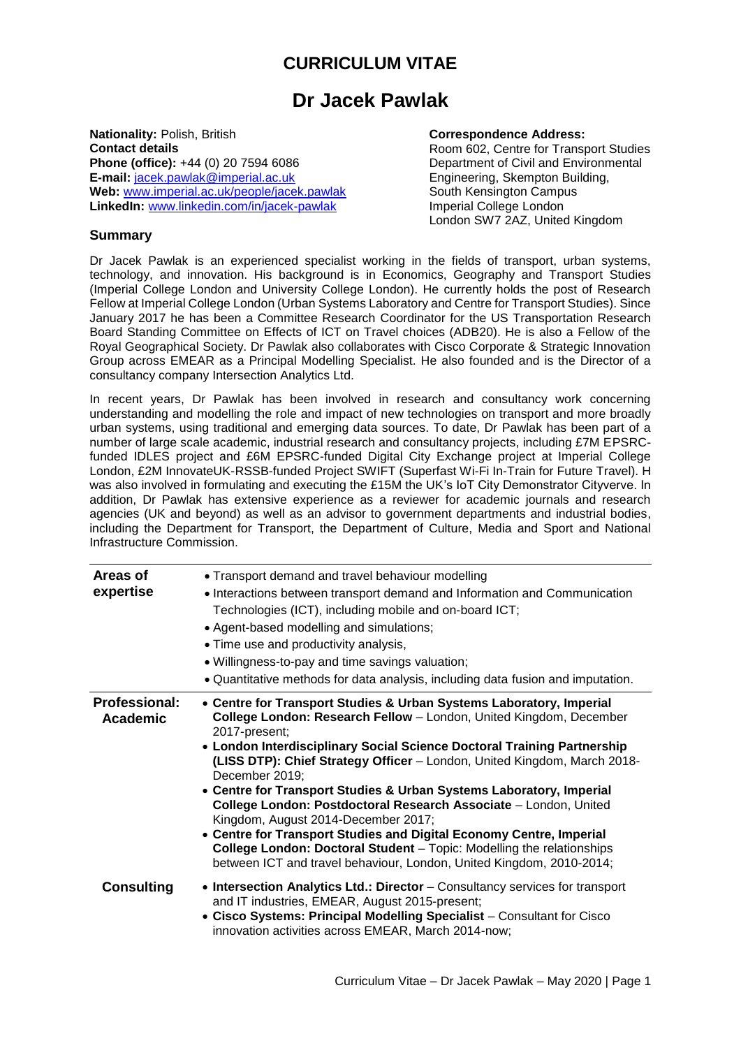# CURRICULUM VITAE

# Dr Jacek Pawlak

**Nationality:** Polish, British
**Contact details**
**Phone (office):** +44 (0) 20 7594 6086
**E-mail:** jacek.pawlak@imperial.ac.uk
**Web:** www.imperial.ac.uk/people/jacek.pawlak
**LinkedIn:** www.linkedin.com/in/jacek-pawlak

**Correspondence Address:**
Room 602, Centre for Transport Studies
Department of Civil and Environmental Engineering, Skempton Building,
South Kensington Campus
Imperial College London
London SW7 2AZ, United Kingdom

## Summary

Dr Jacek Pawlak is an experienced specialist working in the fields of transport, urban systems, technology, and innovation. His background is in Economics, Geography and Transport Studies (Imperial College London and University College London). He currently holds the post of Research Fellow at Imperial College London (Urban Systems Laboratory and Centre for Transport Studies). Since January 2017 he has been a Committee Research Coordinator for the US Transportation Research Board Standing Committee on Effects of ICT on Travel choices (ADB20). He is also a Fellow of the Royal Geographical Society. Dr Pawlak also collaborates with Cisco Corporate & Strategic Innovation Group across EMEAR as a Principal Modelling Specialist. He also founded and is the Director of a consultancy company Intersection Analytics Ltd.

In recent years, Dr Pawlak has been involved in research and consultancy work concerning understanding and modelling the role and impact of new technologies on transport and more broadly urban systems, using traditional and emerging data sources. To date, Dr Pawlak has been part of a number of large scale academic, industrial research and consultancy projects, including £7M EPSRC-funded IDLES project and £6M EPSRC-funded Digital City Exchange project at Imperial College London, £2M InnovateUK-RSSB-funded Project SWIFT (Superfast Wi-Fi In-Train for Future Travel). H was also involved in formulating and executing the £15M the UK's IoT City Demonstrator Cityverve. In addition, Dr Pawlak has extensive experience as a reviewer for academic journals and research agencies (UK and beyond) as well as an advisor to government departments and industrial bodies, including the Department for Transport, the Department of Culture, Media and Sport and National Infrastructure Commission.

---

**Areas of expertise**

- Transport demand and travel behaviour modelling
- Interactions between transport demand and Information and Communication Technologies (ICT), including mobile and on-board ICT;
- Agent-based modelling and simulations;
- Time use and productivity analysis,
- Willingness-to-pay and time savings valuation;
- Quantitative methods for data analysis, including data fusion and imputation.

---

**Professional: Academic**

- **Centre for Transport Studies & Urban Systems Laboratory, Imperial College London: Research Fellow** – London, United Kingdom, December 2017-present;
- **London Interdisciplinary Social Science Doctoral Training Partnership (LISS DTP): Chief Strategy Officer** – London, United Kingdom, March 2018-December 2019;
- **Centre for Transport Studies & Urban Systems Laboratory, Imperial College London: Postdoctoral Research Associate** – London, United Kingdom, August 2014-December 2017;
- **Centre for Transport Studies and Digital Economy Centre, Imperial College London: Doctoral Student** – Topic: Modelling the relationships between ICT and travel behaviour, London, United Kingdom, 2010-2014;

**Consulting**

- **Intersection Analytics Ltd.: Director** – Consultancy services for transport and IT industries, EMEAR, August 2015-present;
- **Cisco Systems: Principal Modelling Specialist** – Consultant for Cisco innovation activities across EMEAR, March 2014-now;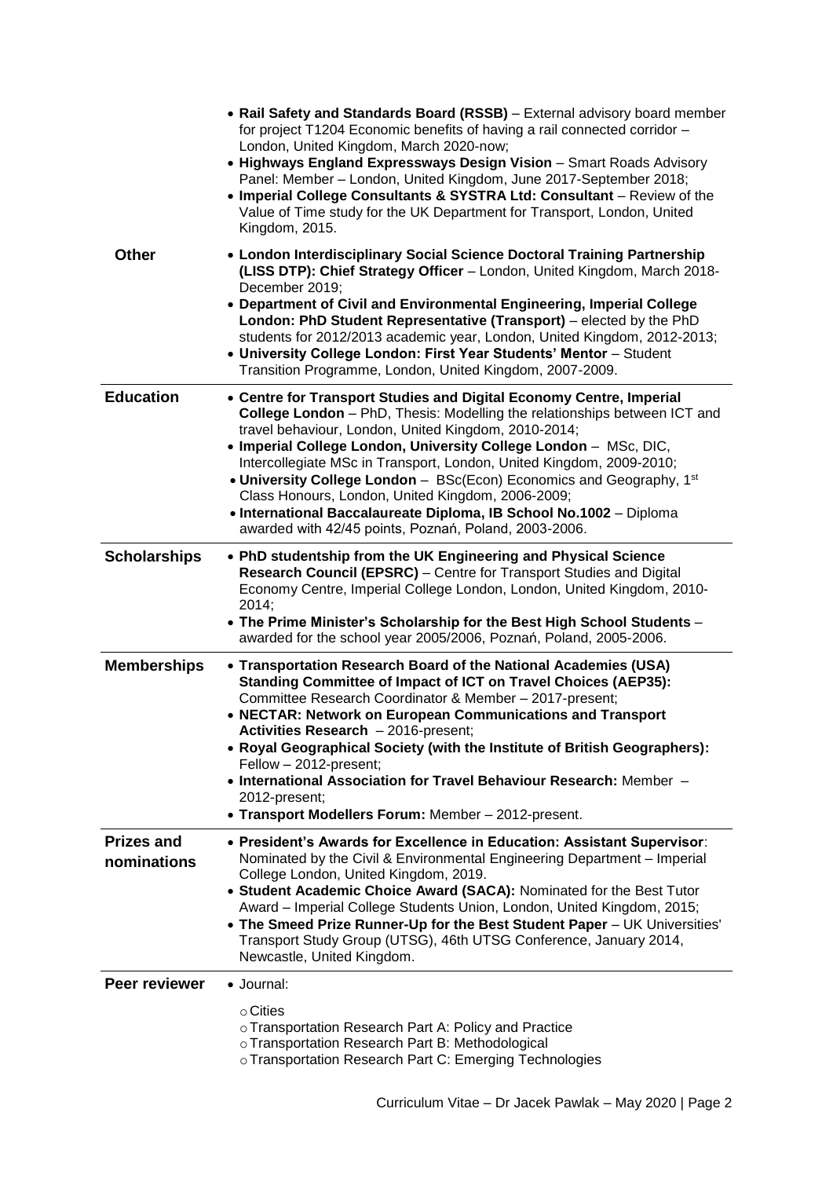- **Rail Safety and Standards Board (RSSB)** – External advisory board member for project T1204 Economic benefits of having a rail connected corridor – London, United Kingdom, March 2020-now;
- **Highways England Expressways Design Vision** – Smart Roads Advisory Panel: Member – London, United Kingdom, June 2017-September 2018;
- **Imperial College Consultants & SYSTRA Ltd: Consultant** – Review of the Value of Time study for the UK Department for Transport, London, United Kingdom, 2015.

## Other

- **London Interdisciplinary Social Science Doctoral Training Partnership (LISS DTP): Chief Strategy Officer** – London, United Kingdom, March 2018-December 2019;
- **Department of Civil and Environmental Engineering, Imperial College London: PhD Student Representative (Transport)** – elected by the PhD students for 2012/2013 academic year, London, United Kingdom, 2012-2013;
- **University College London: First Year Students' Mentor** – Student Transition Programme, London, United Kingdom, 2007-2009.

## Education

- **Centre for Transport Studies and Digital Economy Centre, Imperial College London** – PhD, Thesis: Modelling the relationships between ICT and travel behaviour, London, United Kingdom, 2010-2014;
- **Imperial College London, University College London** – MSc, DIC, Intercollegiate MSc in Transport, London, United Kingdom, 2009-2010;
- **University College London** – BSc(Econ) Economics and Geography, 1st Class Honours, London, United Kingdom, 2006-2009;
- **International Baccalaureate Diploma, IB School No.1002** – Diploma awarded with 42/45 points, Poznań, Poland, 2003-2006.

## Scholarships

- **PhD studentship from the UK Engineering and Physical Science Research Council (EPSRC)** – Centre for Transport Studies and Digital Economy Centre, Imperial College London, London, United Kingdom, 2010-2014;
- **The Prime Minister's Scholarship for the Best High School Students** – awarded for the school year 2005/2006, Poznań, Poland, 2005-2006.

## Memberships

- **Transportation Research Board of the National Academies (USA) Standing Committee of Impact of ICT on Travel Choices (AEP35):** Committee Research Coordinator & Member – 2017-present;
- **NECTAR: Network on European Communications and Transport Activities Research** – 2016-present;
- **Royal Geographical Society (with the Institute of British Geographers):** Fellow – 2012-present;
- **International Association for Travel Behaviour Research:** Member – 2012-present;
- **Transport Modellers Forum:** Member – 2012-present.

## Prizes and nominations

- **President's Awards for Excellence in Education: Assistant Supervisor**: Nominated by the Civil & Environmental Engineering Department – Imperial College London, United Kingdom, 2019.
- **Student Academic Choice Award (SACA):** Nominated for the Best Tutor Award – Imperial College Students Union, London, United Kingdom, 2015;
- **The Smeed Prize Runner-Up for the Best Student Paper** – UK Universities' Transport Study Group (UTSG), 46th UTSG Conference, January 2014, Newcastle, United Kingdom.

## Peer reviewer

- Journal:
  - Cities
  - Transportation Research Part A: Policy and Practice
  - Transportation Research Part B: Methodological
  - Transportation Research Part C: Emerging Technologies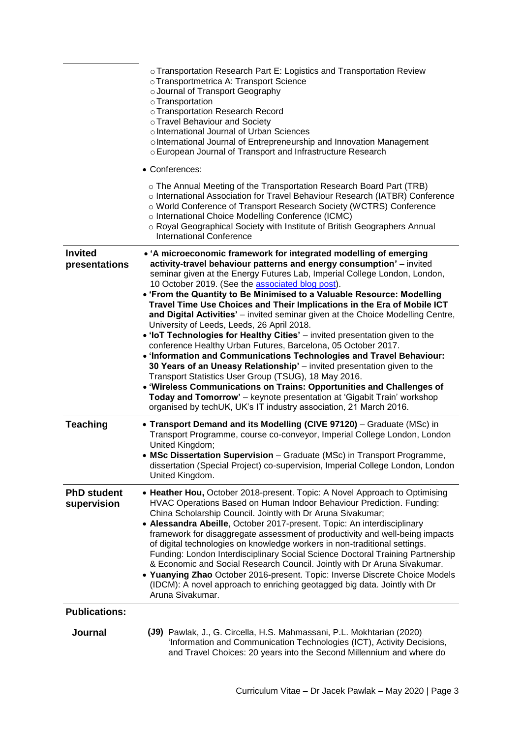- Transportation Research Part E: Logistics and Transportation Review
- Transportmetrica A: Transport Science
- Journal of Transport Geography
- Transportation
- Transportation Research Record
- Travel Behaviour and Society
- International Journal of Urban Sciences
- International Journal of Entrepreneurship and Innovation Management
- European Journal of Transport and Infrastructure Research

- Conferences:
  - The Annual Meeting of the Transportation Research Board Part (TRB)
  - International Association for Travel Behaviour Research (IATBR) Conference
  - World Conference of Transport Research Society (WCTRS) Conference
  - International Choice Modelling Conference (ICMC)
  - Royal Geographical Society with Institute of British Geographers Annual International Conference

## Invited presentations

- **'A microeconomic framework for integrated modelling of emerging activity-travel behaviour patterns and energy consumption'** – invited seminar given at the Energy Futures Lab, Imperial College London, London, 10 October 2019. (See the associated blog post).
- **'From the Quantity to Be Minimised to a Valuable Resource: Modelling Travel Time Use Choices and Their Implications in the Era of Mobile ICT and Digital Activities'** – invited seminar given at the Choice Modelling Centre, University of Leeds, Leeds, 26 April 2018.
- **'IoT Technologies for Healthy Cities'** – invited presentation given to the conference Healthy Urban Futures, Barcelona, 05 October 2017.
- **'Information and Communications Technologies and Travel Behaviour: 30 Years of an Uneasy Relationship'** – invited presentation given to the Transport Statistics User Group (TSUG), 18 May 2016.
- **'Wireless Communications on Trains: Opportunities and Challenges of Today and Tomorrow'** – keynote presentation at 'Gigabit Train' workshop organised by techUK, UK's IT industry association, 21 March 2016.

## Teaching

- **Transport Demand and its Modelling (CIVE 97120)** – Graduate (MSc) in Transport Programme, course co-conveyor, Imperial College London, London United Kingdom;
- **MSc Dissertation Supervision** – Graduate (MSc) in Transport Programme, dissertation (Special Project) co-supervision, Imperial College London, London United Kingdom.

## PhD student supervision

- **Heather Hou,** October 2018-present. Topic: A Novel Approach to Optimising HVAC Operations Based on Human Indoor Behaviour Prediction. Funding: China Scholarship Council. Jointly with Dr Aruna Sivakumar;
- **Alessandra Abeille**, October 2017-present. Topic: An interdisciplinary framework for disaggregate assessment of productivity and well-being impacts of digital technologies on knowledge workers in non-traditional settings. Funding: London Interdisciplinary Social Science Doctoral Training Partnership & Economic and Social Research Council. Jointly with Dr Aruna Sivakumar.
- **Yuanying Zhao** October 2016-present. Topic: Inverse Discrete Choice Models (IDCM): A novel approach to enriching geotagged big data. Jointly with Dr Aruna Sivakumar.

## Publications:

### Journal

**(J9)** Pawlak, J., G. Circella, H.S. Mahmassani, P.L. Mokhtarian (2020) 'Information and Communication Technologies (ICT), Activity Decisions, and Travel Choices: 20 years into the Second Millennium and where do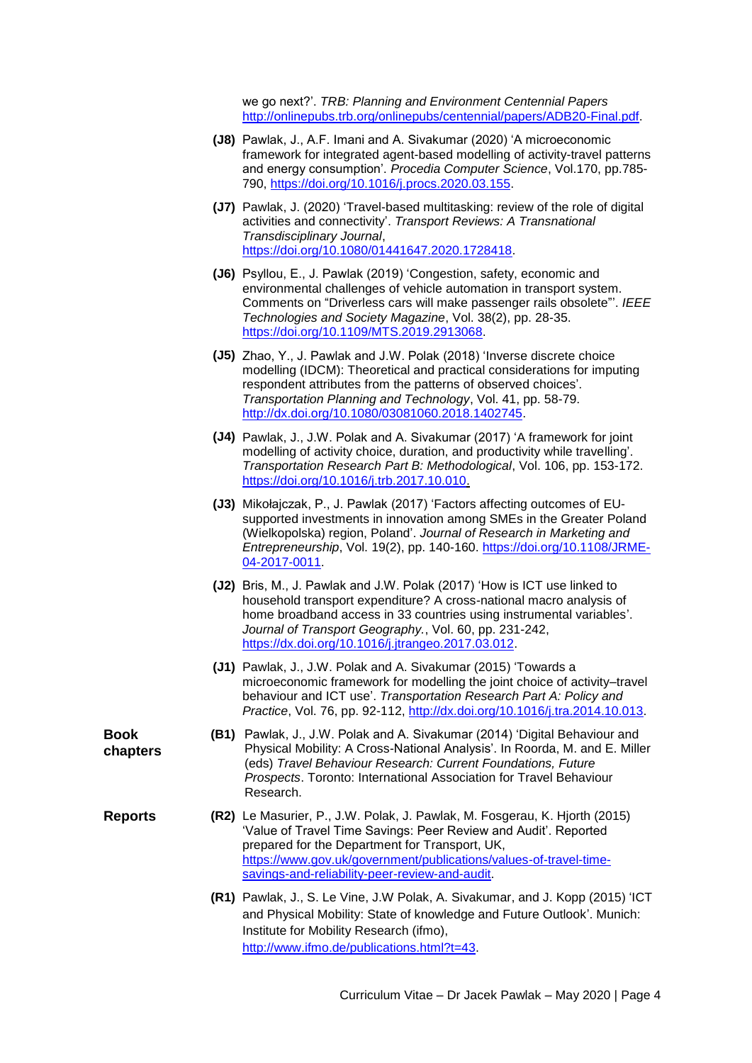we go next?'. *TRB: Planning and Environment Centennial Papers* http://onlinepubs.trb.org/onlinepubs/centennial/papers/ADB20-Final.pdf.

**(J8)** Pawlak, J., A.F. Imani and A. Sivakumar (2020) 'A microeconomic framework for integrated agent-based modelling of activity-travel patterns and energy consumption'. *Procedia Computer Science*, Vol.170, pp.785-790, https://doi.org/10.1016/j.procs.2020.03.155.

**(J7)** Pawlak, J. (2020) 'Travel-based multitasking: review of the role of digital activities and connectivity'. *Transport Reviews: A Transnational Transdisciplinary Journal*, https://doi.org/10.1080/01441647.2020.1728418.

**(J6)** Psyllou, E., J. Pawlak (2019) 'Congestion, safety, economic and environmental challenges of vehicle automation in transport system. Comments on "Driverless cars will make passenger rails obsolete"'. *IEEE Technologies and Society Magazine*, Vol. 38(2), pp. 28-35. https://doi.org/10.1109/MTS.2019.2913068.

**(J5)** Zhao, Y., J. Pawlak and J.W. Polak (2018) 'Inverse discrete choice modelling (IDCM): Theoretical and practical considerations for imputing respondent attributes from the patterns of observed choices'. *Transportation Planning and Technology*, Vol. 41, pp. 58-79. http://dx.doi.org/10.1080/03081060.2018.1402745.

**(J4)** Pawlak, J., J.W. Polak and A. Sivakumar (2017) 'A framework for joint modelling of activity choice, duration, and productivity while travelling'. *Transportation Research Part B: Methodological*, Vol. 106, pp. 153-172. https://doi.org/10.1016/j.trb.2017.10.010.

**(J3)** Mikołajczak, P., J. Pawlak (2017) 'Factors affecting outcomes of EU-supported investments in innovation among SMEs in the Greater Poland (Wielkopolska) region, Poland'. *Journal of Research in Marketing and Entrepreneurship*, Vol. 19(2), pp. 140-160. https://doi.org/10.1108/JRME-04-2017-0011.

**(J2)** Bris, M., J. Pawlak and J.W. Polak (2017) 'How is ICT use linked to household transport expenditure? A cross-national macro analysis of home broadband access in 33 countries using instrumental variables'. *Journal of Transport Geography.*, Vol. 60, pp. 231-242, https://dx.doi.org/10.1016/j.jtrangeo.2017.03.012.

**(J1)** Pawlak, J., J.W. Polak and A. Sivakumar (2015) 'Towards a microeconomic framework for modelling the joint choice of activity–travel behaviour and ICT use'. *Transportation Research Part A: Policy and Practice*, Vol. 76, pp. 92-112, http://dx.doi.org/10.1016/j.tra.2014.10.013.

## Book chapters

**(B1)** Pawlak, J., J.W. Polak and A. Sivakumar (2014) 'Digital Behaviour and Physical Mobility: A Cross-National Analysis'. In Roorda, M. and E. Miller (eds) *Travel Behaviour Research: Current Foundations, Future Prospects*. Toronto: International Association for Travel Behaviour Research.

## Reports

**(R2)** Le Masurier, P., J.W. Polak, J. Pawlak, M. Fosgerau, K. Hjorth (2015) 'Value of Travel Time Savings: Peer Review and Audit'. Reported prepared for the Department for Transport, UK, https://www.gov.uk/government/publications/values-of-travel-time-savings-and-reliability-peer-review-and-audit.

**(R1)** Pawlak, J., S. Le Vine, J.W Polak, A. Sivakumar, and J. Kopp (2015) 'ICT and Physical Mobility: State of knowledge and Future Outlook'. Munich: Institute for Mobility Research (ifmo), http://www.ifmo.de/publications.html?t=43.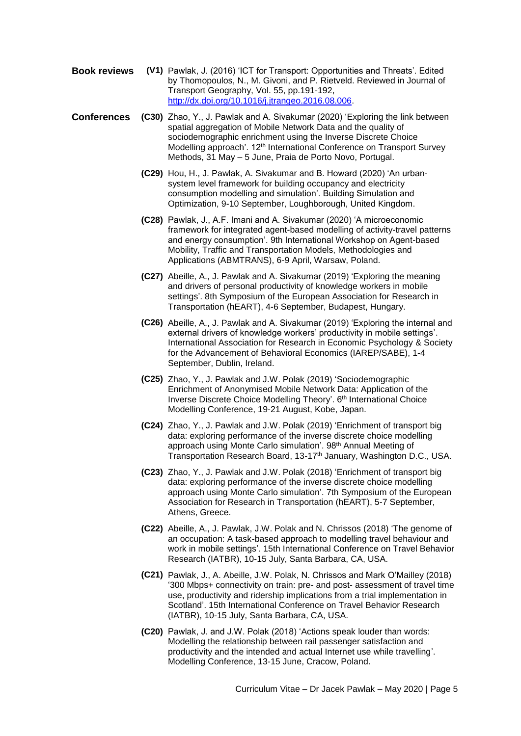**Book reviews**

**(V1)** Pawlak, J. (2016) 'ICT for Transport: Opportunities and Threats'. Edited by Thomopoulos, N., M. Givoni, and P. Rietveld. Reviewed in Journal of Transport Geography, Vol. 55, pp.191-192, http://dx.doi.org/10.1016/j.jtrangeo.2016.08.006.

**Conferences**

**(C30)** Zhao, Y., J. Pawlak and A. Sivakumar (2020) 'Exploring the link between spatial aggregation of Mobile Network Data and the quality of sociodemographic enrichment using the Inverse Discrete Choice Modelling approach'. 12th International Conference on Transport Survey Methods, 31 May – 5 June, Praia de Porto Novo, Portugal.

**(C29)** Hou, H., J. Pawlak, A. Sivakumar and B. Howard (2020) 'An urban-system level framework for building occupancy and electricity consumption modelling and simulation'. Building Simulation and Optimization, 9-10 September, Loughborough, United Kingdom.

**(C28)** Pawlak, J., A.F. Imani and A. Sivakumar (2020) 'A microeconomic framework for integrated agent-based modelling of activity-travel patterns and energy consumption'. 9th International Workshop on Agent-based Mobility, Traffic and Transportation Models, Methodologies and Applications (ABMTRANS), 6-9 April, Warsaw, Poland.

**(C27)** Abeille, A., J. Pawlak and A. Sivakumar (2019) 'Exploring the meaning and drivers of personal productivity of knowledge workers in mobile settings'. 8th Symposium of the European Association for Research in Transportation (hEART), 4-6 September, Budapest, Hungary.

**(C26)** Abeille, A., J. Pawlak and A. Sivakumar (2019) 'Exploring the internal and external drivers of knowledge workers' productivity in mobile settings'. International Association for Research in Economic Psychology & Society for the Advancement of Behavioral Economics (IAREP/SABE), 1-4 September, Dublin, Ireland.

**(C25)** Zhao, Y., J. Pawlak and J.W. Polak (2019) 'Sociodemographic Enrichment of Anonymised Mobile Network Data: Application of the Inverse Discrete Choice Modelling Theory'. 6th International Choice Modelling Conference, 19-21 August, Kobe, Japan.

**(C24)** Zhao, Y., J. Pawlak and J.W. Polak (2019) 'Enrichment of transport big data: exploring performance of the inverse discrete choice modelling approach using Monte Carlo simulation'. 98th Annual Meeting of Transportation Research Board, 13-17th January, Washington D.C., USA.

**(C23)** Zhao, Y., J. Pawlak and J.W. Polak (2018) 'Enrichment of transport big data: exploring performance of the inverse discrete choice modelling approach using Monte Carlo simulation'. 7th Symposium of the European Association for Research in Transportation (hEART), 5-7 September, Athens, Greece.

**(C22)** Abeille, A., J. Pawlak, J.W. Polak and N. Chrissos (2018) 'The genome of an occupation: A task-based approach to modelling travel behaviour and work in mobile settings'. 15th International Conference on Travel Behavior Research (IATBR), 10-15 July, Santa Barbara, CA, USA.

**(C21)** Pawlak, J., A. Abeille, J.W. Polak, N. Chrissos and Mark O'Mailley (2018) '300 Mbps+ connectivity on train: pre- and post- assessment of travel time use, productivity and ridership implications from a trial implementation in Scotland'. 15th International Conference on Travel Behavior Research (IATBR), 10-15 July, Santa Barbara, CA, USA.

**(C20)** Pawlak, J. and J.W. Polak (2018) 'Actions speak louder than words: Modelling the relationship between rail passenger satisfaction and productivity and the intended and actual Internet use while travelling'. Modelling Conference, 13-15 June, Cracow, Poland.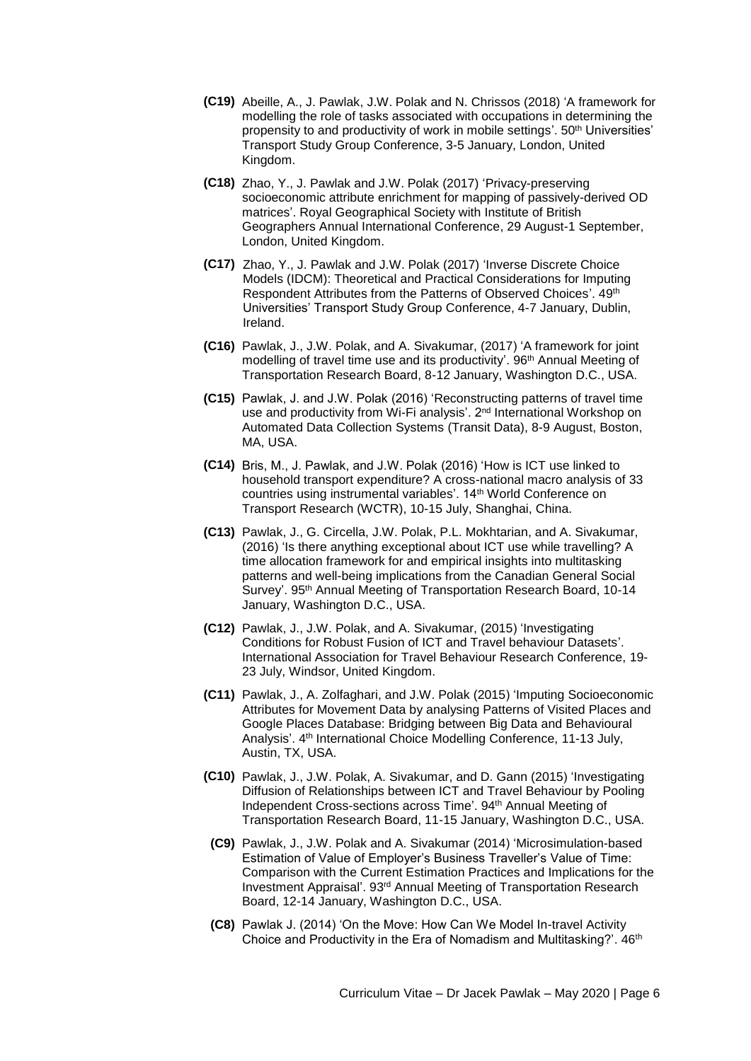**(C19)** Abeille, A., J. Pawlak, J.W. Polak and N. Chrissos (2018) 'A framework for modelling the role of tasks associated with occupations in determining the propensity to and productivity of work in mobile settings'. 50th Universities' Transport Study Group Conference, 3-5 January, London, United Kingdom.

**(C18)** Zhao, Y., J. Pawlak and J.W. Polak (2017) 'Privacy-preserving socioeconomic attribute enrichment for mapping of passively-derived OD matrices'. Royal Geographical Society with Institute of British Geographers Annual International Conference, 29 August-1 September, London, United Kingdom.

**(C17)** Zhao, Y., J. Pawlak and J.W. Polak (2017) 'Inverse Discrete Choice Models (IDCM): Theoretical and Practical Considerations for Imputing Respondent Attributes from the Patterns of Observed Choices'. 49th Universities' Transport Study Group Conference, 4-7 January, Dublin, Ireland.

**(C16)** Pawlak, J., J.W. Polak, and A. Sivakumar, (2017) 'A framework for joint modelling of travel time use and its productivity'. 96th Annual Meeting of Transportation Research Board, 8-12 January, Washington D.C., USA.

**(C15)** Pawlak, J. and J.W. Polak (2016) 'Reconstructing patterns of travel time use and productivity from Wi-Fi analysis'. 2nd International Workshop on Automated Data Collection Systems (Transit Data), 8-9 August, Boston, MA, USA.

**(C14)** Bris, M., J. Pawlak, and J.W. Polak (2016) 'How is ICT use linked to household transport expenditure? A cross-national macro analysis of 33 countries using instrumental variables'. 14th World Conference on Transport Research (WCTR), 10-15 July, Shanghai, China.

**(C13)** Pawlak, J., G. Circella, J.W. Polak, P.L. Mokhtarian, and A. Sivakumar, (2016) 'Is there anything exceptional about ICT use while travelling? A time allocation framework for and empirical insights into multitasking patterns and well-being implications from the Canadian General Social Survey'. 95th Annual Meeting of Transportation Research Board, 10-14 January, Washington D.C., USA.

**(C12)** Pawlak, J., J.W. Polak, and A. Sivakumar, (2015) 'Investigating Conditions for Robust Fusion of ICT and Travel behaviour Datasets'. International Association for Travel Behaviour Research Conference, 19-23 July, Windsor, United Kingdom.

**(C11)** Pawlak, J., A. Zolfaghari, and J.W. Polak (2015) 'Imputing Socioeconomic Attributes for Movement Data by analysing Patterns of Visited Places and Google Places Database: Bridging between Big Data and Behavioural Analysis'. 4th International Choice Modelling Conference, 11-13 July, Austin, TX, USA.

**(C10)** Pawlak, J., J.W. Polak, A. Sivakumar, and D. Gann (2015) 'Investigating Diffusion of Relationships between ICT and Travel Behaviour by Pooling Independent Cross-sections across Time'. 94th Annual Meeting of Transportation Research Board, 11-15 January, Washington D.C., USA.

**(C9)** Pawlak, J., J.W. Polak and A. Sivakumar (2014) 'Microsimulation-based Estimation of Value of Employer's Business Traveller's Value of Time: Comparison with the Current Estimation Practices and Implications for the Investment Appraisal'. 93rd Annual Meeting of Transportation Research Board, 12-14 January, Washington D.C., USA.

**(C8)** Pawlak J. (2014) 'On the Move: How Can We Model In-travel Activity Choice and Productivity in the Era of Nomadism and Multitasking?'. 46th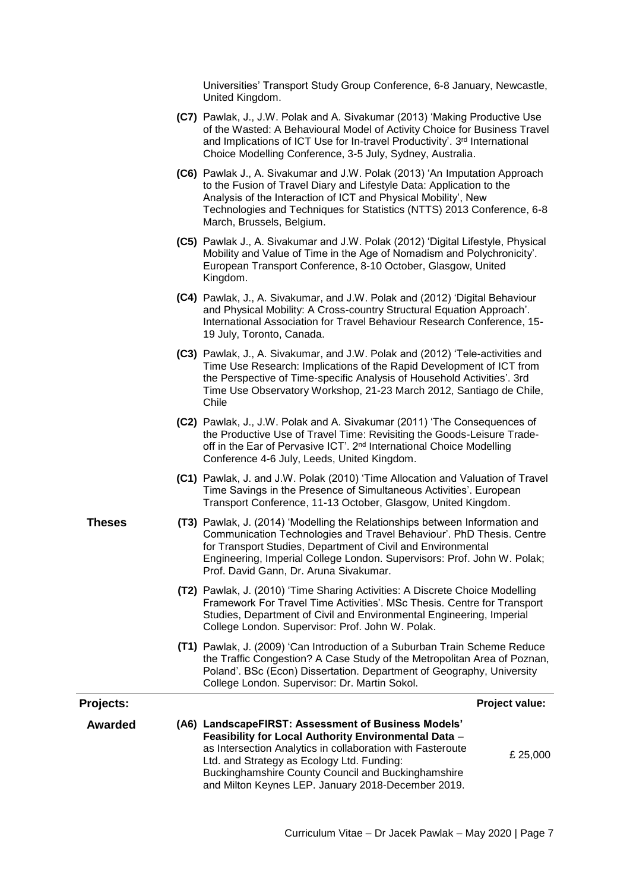Universities' Transport Study Group Conference, 6-8 January, Newcastle, United Kingdom.

**(C7)** Pawlak, J., J.W. Polak and A. Sivakumar (2013) 'Making Productive Use of the Wasted: A Behavioural Model of Activity Choice for Business Travel and Implications of ICT Use for In-travel Productivity'. 3rd International Choice Modelling Conference, 3-5 July, Sydney, Australia.

**(C6)** Pawlak J., A. Sivakumar and J.W. Polak (2013) 'An Imputation Approach to the Fusion of Travel Diary and Lifestyle Data: Application to the Analysis of the Interaction of ICT and Physical Mobility', New Technologies and Techniques for Statistics (NTTS) 2013 Conference, 6-8 March, Brussels, Belgium.

**(C5)** Pawlak J., A. Sivakumar and J.W. Polak (2012) 'Digital Lifestyle, Physical Mobility and Value of Time in the Age of Nomadism and Polychronicity'. European Transport Conference, 8-10 October, Glasgow, United Kingdom.

**(C4)** Pawlak, J., A. Sivakumar, and J.W. Polak and (2012) 'Digital Behaviour and Physical Mobility: A Cross-country Structural Equation Approach'. International Association for Travel Behaviour Research Conference, 15-19 July, Toronto, Canada.

**(C3)** Pawlak, J., A. Sivakumar, and J.W. Polak and (2012) 'Tele-activities and Time Use Research: Implications of the Rapid Development of ICT from the Perspective of Time-specific Analysis of Household Activities'. 3rd Time Use Observatory Workshop, 21-23 March 2012, Santiago de Chile, Chile

**(C2)** Pawlak, J., J.W. Polak and A. Sivakumar (2011) 'The Consequences of the Productive Use of Travel Time: Revisiting the Goods-Leisure Trade-off in the Ear of Pervasive ICT'. 2nd International Choice Modelling Conference 4-6 July, Leeds, United Kingdom.

**(C1)** Pawlak, J. and J.W. Polak (2010) 'Time Allocation and Valuation of Travel Time Savings in the Presence of Simultaneous Activities'. European Transport Conference, 11-13 October, Glasgow, United Kingdom.

## Theses

**(T3)** Pawlak, J. (2014) 'Modelling the Relationships between Information and Communication Technologies and Travel Behaviour'. PhD Thesis. Centre for Transport Studies, Department of Civil and Environmental Engineering, Imperial College London. Supervisors: Prof. John W. Polak; Prof. David Gann, Dr. Aruna Sivakumar.

**(T2)** Pawlak, J. (2010) 'Time Sharing Activities: A Discrete Choice Modelling Framework For Travel Time Activities'. MSc Thesis. Centre for Transport Studies, Department of Civil and Environmental Engineering, Imperial College London. Supervisor: Prof. John W. Polak.

**(T1)** Pawlak, J. (2009) 'Can Introduction of a Suburban Train Scheme Reduce the Traffic Congestion? A Case Study of the Metropolitan Area of Poznan, Poland'. BSc (Econ) Dissertation. Department of Geography, University College London. Supervisor: Dr. Martin Sokol.

## Projects:

| | | Project value: |
|---|---|---|
| **Awarded** | **(A6) LandscapeFIRST: Assessment of Business Models' Feasibility for Local Authority Environmental Data** – as Intersection Analytics in collaboration with Fasteroute Ltd. and Strategy as Ecology Ltd. Funding: Buckinghamshire County Council and Buckinghamshire and Milton Keynes LEP. January 2018-December 2019. | £ 25,000 |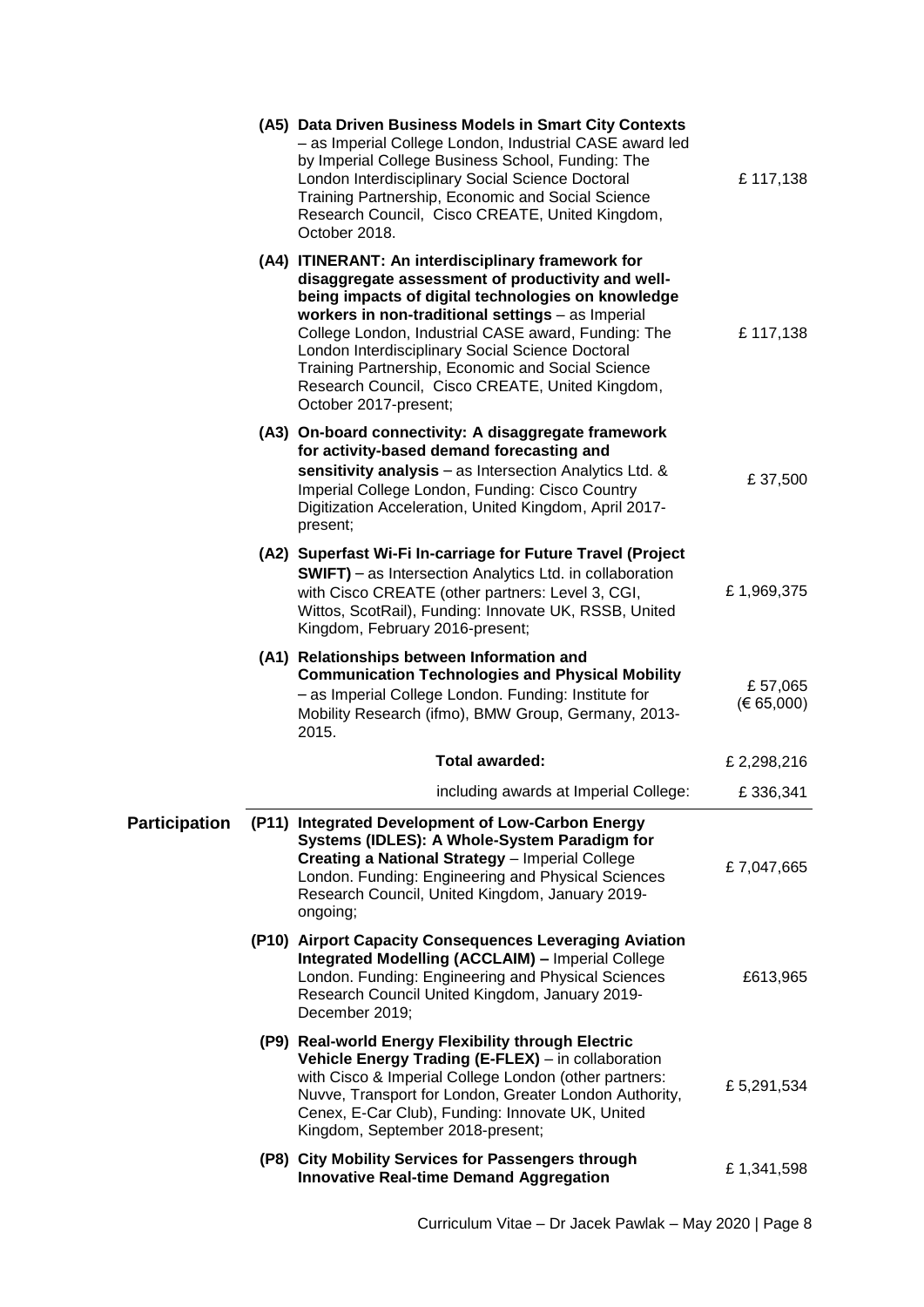| | | | |
|---|---|---|---|
| | (A5) | **Data Driven Business Models in Smart City Contexts** – as Imperial College London, Industrial CASE award led by Imperial College Business School, Funding: The London Interdisciplinary Social Science Doctoral Training Partnership, Economic and Social Science Research Council, Cisco CREATE, United Kingdom, October 2018. | £ 117,138 |
| | (A4) | **ITINERANT: An interdisciplinary framework for disaggregate assessment of productivity and well-being impacts of digital technologies on knowledge workers in non-traditional settings** – as Imperial College London, Industrial CASE award, Funding: The London Interdisciplinary Social Science Doctoral Training Partnership, Economic and Social Science Research Council, Cisco CREATE, United Kingdom, October 2017-present; | £ 117,138 |
| | (A3) | **On-board connectivity: A disaggregate framework for activity-based demand forecasting and sensitivity analysis** – as Intersection Analytics Ltd. & Imperial College London, Funding: Cisco Country Digitization Acceleration, United Kingdom, April 2017-present; | £ 37,500 |
| | (A2) | **Superfast Wi-Fi In-carriage for Future Travel (Project SWIFT)** – as Intersection Analytics Ltd. in collaboration with Cisco CREATE (other partners: Level 3, CGI, Wittos, ScotRail), Funding: Innovate UK, RSSB, United Kingdom, February 2016-present; | £ 1,969,375 |
| | (A1) | **Relationships between Information and Communication Technologies and Physical Mobility** – as Imperial College London. Funding: Institute for Mobility Research (ifmo), BMW Group, Germany, 2013-2015. | £ 57,065 (€ 65,000) |
| | | **Total awarded:** | £ 2,298,216 |
| | | including awards at Imperial College: | £ 336,341 |
| **Participation** | (P11) | **Integrated Development of Low-Carbon Energy Systems (IDLES): A Whole-System Paradigm for Creating a National Strategy** – Imperial College London. Funding: Engineering and Physical Sciences Research Council, United Kingdom, January 2019-ongoing; | £ 7,047,665 |
| | (P10) | **Airport Capacity Consequences Leveraging Aviation Integrated Modelling (ACCLAIM) –** Imperial College London. Funding: Engineering and Physical Sciences Research Council United Kingdom, January 2019-December 2019; | £613,965 |
| | (P9) | **Real-world Energy Flexibility through Electric Vehicle Energy Trading (E-FLEX)** – in collaboration with Cisco & Imperial College London (other partners: Nuvve, Transport for London, Greater London Authority, Cenex, E-Car Club), Funding: Innovate UK, United Kingdom, September 2018-present; | £ 5,291,534 |
| | (P8) | **City Mobility Services for Passengers through Innovative Real-time Demand Aggregation** | £ 1,341,598 |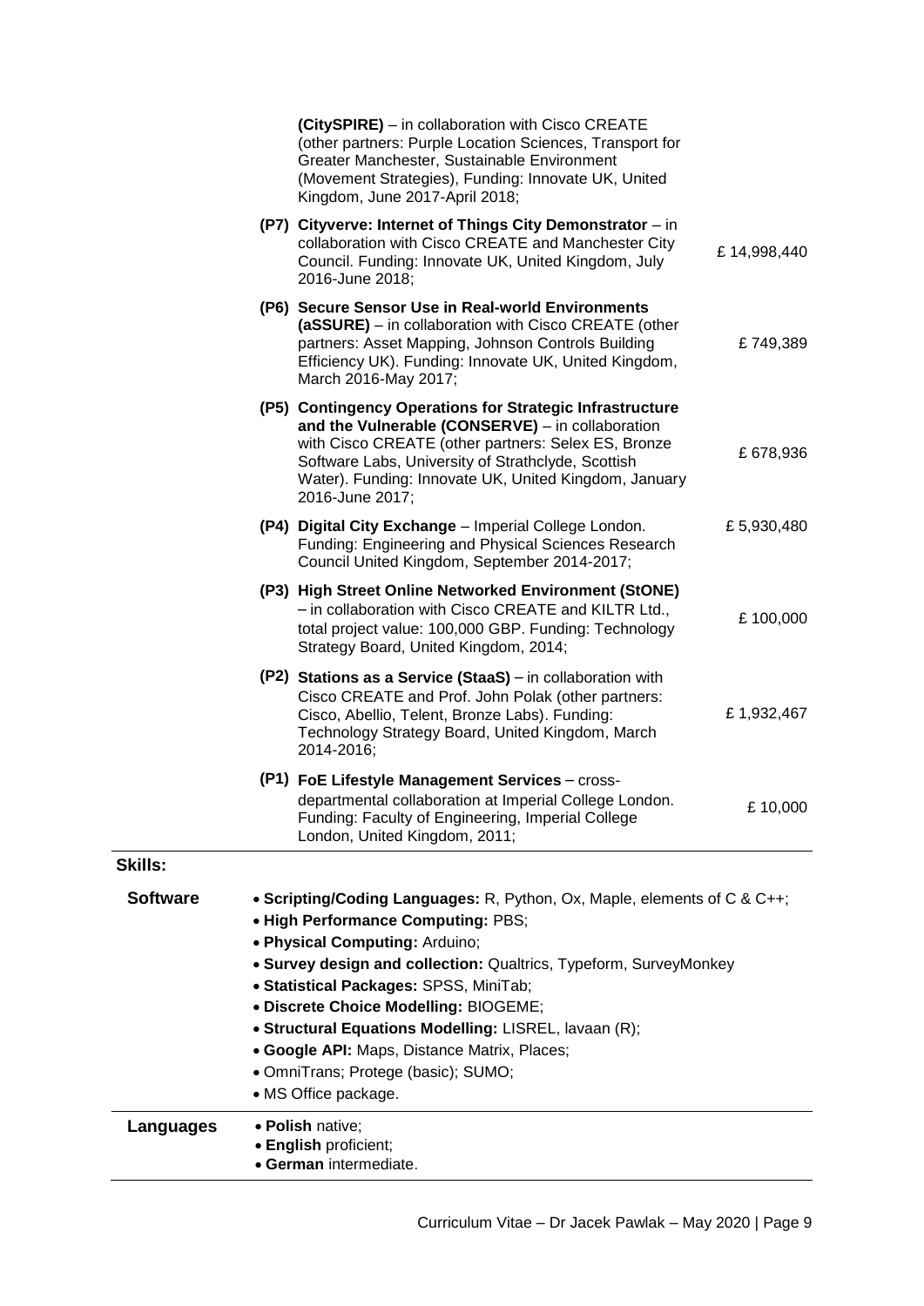**(CitySPIRE)** – in collaboration with Cisco CREATE (other partners: Purple Location Sciences, Transport for Greater Manchester, Sustainable Environment (Movement Strategies), Funding: Innovate UK, United Kingdom, June 2017-April 2018;

| | |
|---|---|
| **(P7) Cityverve: Internet of Things City Demonstrator** – in collaboration with Cisco CREATE and Manchester City Council. Funding: Innovate UK, United Kingdom, July 2016-June 2018; | £ 14,998,440 |
| **(P6) Secure Sensor Use in Real-world Environments (aSSURE)** – in collaboration with Cisco CREATE (other partners: Asset Mapping, Johnson Controls Building Efficiency UK). Funding: Innovate UK, United Kingdom, March 2016-May 2017; | £ 749,389 |
| **(P5) Contingency Operations for Strategic Infrastructure and the Vulnerable (CONSERVE)** – in collaboration with Cisco CREATE (other partners: Selex ES, Bronze Software Labs, University of Strathclyde, Scottish Water). Funding: Innovate UK, United Kingdom, January 2016-June 2017; | £ 678,936 |
| **(P4) Digital City Exchange** – Imperial College London. Funding: Engineering and Physical Sciences Research Council United Kingdom, September 2014-2017; | £ 5,930,480 |
| **(P3) High Street Online Networked Environment (StONE)** – in collaboration with Cisco CREATE and KILTR Ltd., total project value: 100,000 GBP. Funding: Technology Strategy Board, United Kingdom, 2014; | £ 100,000 |
| **(P2) Stations as a Service (StaaS)** – in collaboration with Cisco CREATE and Prof. John Polak (other partners: Cisco, Abellio, Telent, Bronze Labs). Funding: Technology Strategy Board, United Kingdom, March 2014-2016; | £ 1,932,467 |
| **(P1) FoE Lifestyle Management Services** – cross-departmental collaboration at Imperial College London. Funding: Faculty of Engineering, Imperial College London, United Kingdom, 2011; | £ 10,000 |

## Skills:

**Software**

- **Scripting/Coding Languages:** R, Python, Ox, Maple, elements of C & C++;
- **High Performance Computing:** PBS;
- **Physical Computing:** Arduino;
- **Survey design and collection:** Qualtrics, Typeform, SurveyMonkey
- **Statistical Packages:** SPSS, MiniTab;
- **Discrete Choice Modelling:** BIOGEME;
- **Structural Equations Modelling:** LISREL, lavaan (R);
- **Google API:** Maps, Distance Matrix, Places;
- OmniTrans; Protege (basic); SUMO;
- MS Office package.

**Languages**

- **Polish** native;
- **English** proficient;
- **German** intermediate.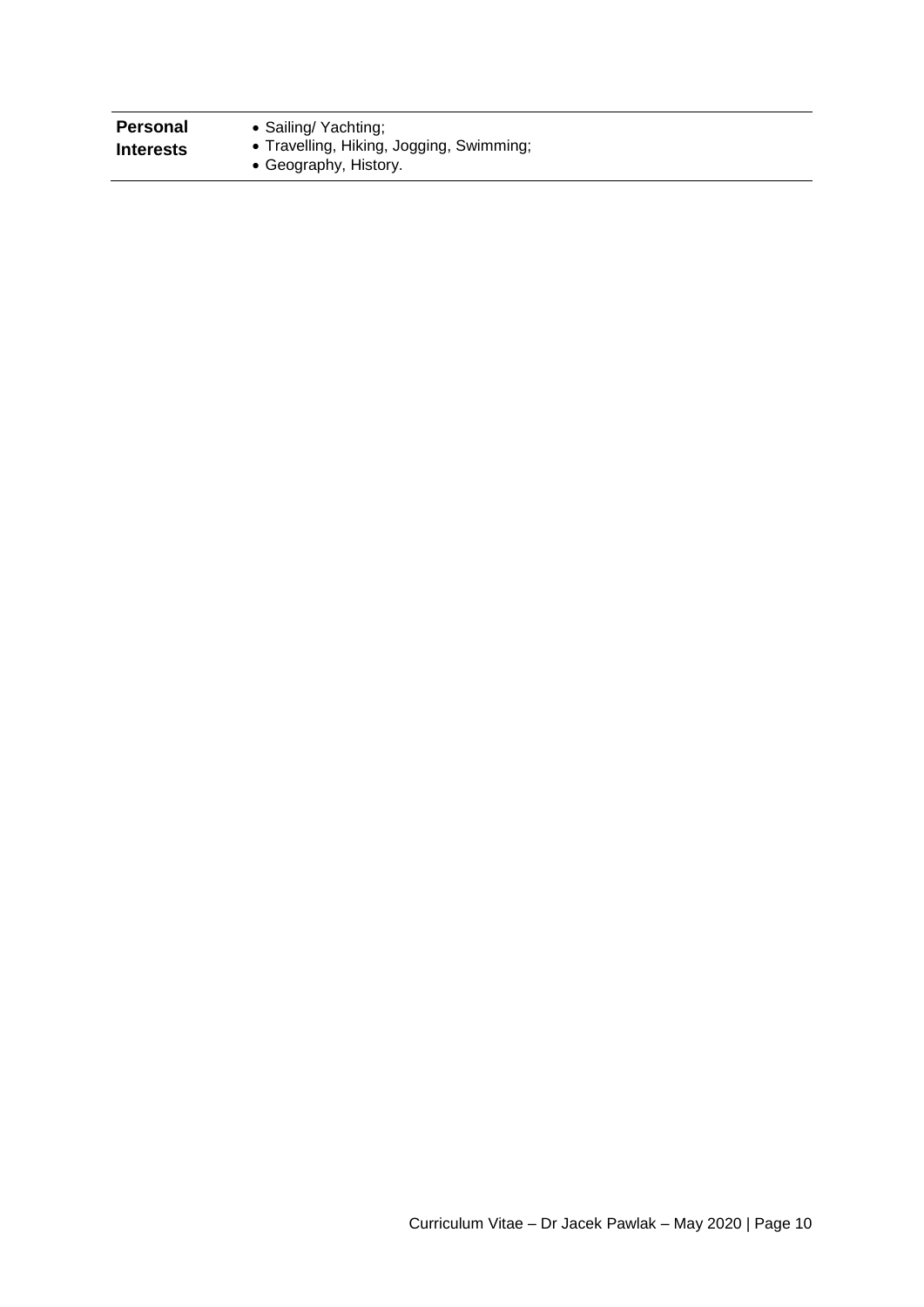| | |
|---|---|
| **Personal Interests** | • Sailing/ Yachting;<br>• Travelling, Hiking, Jogging, Swimming;<br>• Geography, History. |